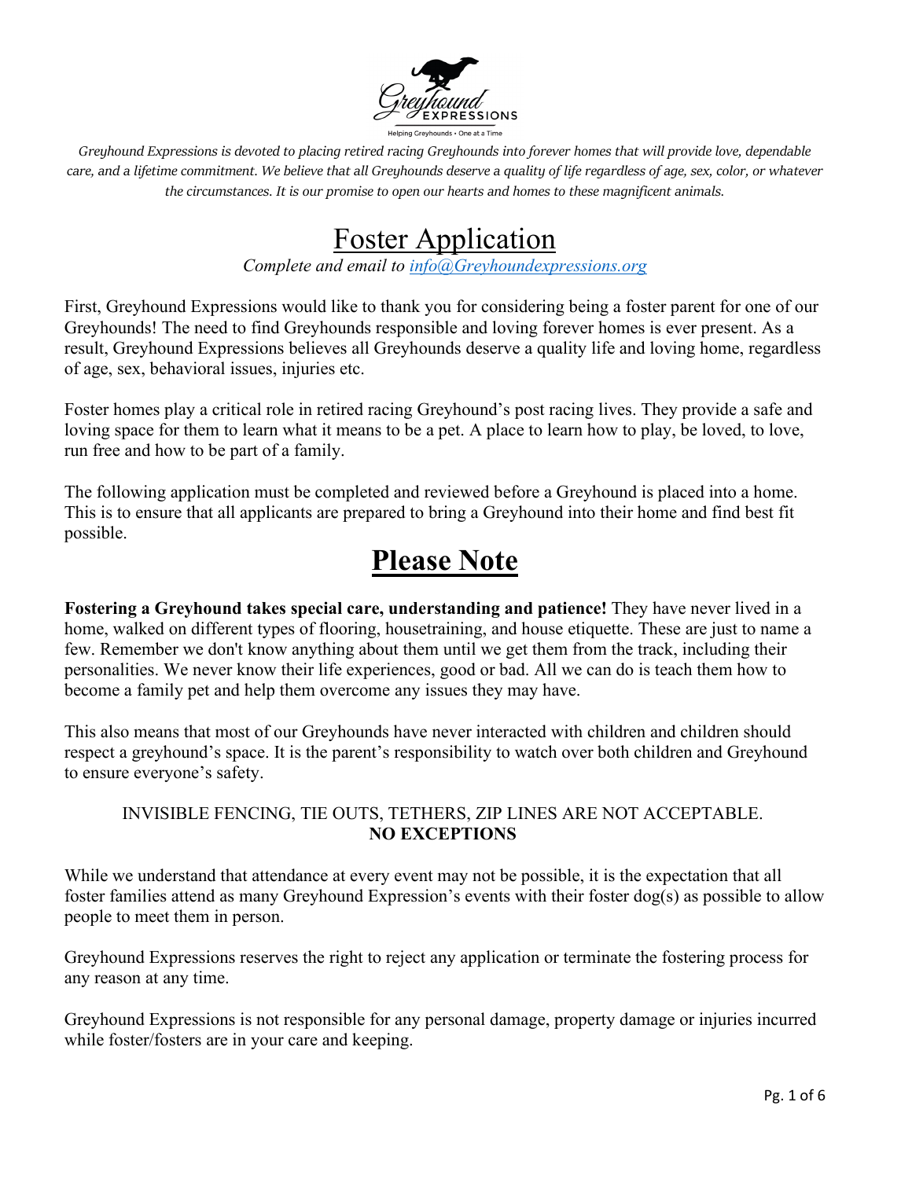Greyhound Expressions

Helping Greyhounds • One at a Time

*Greyhound Expressions is devoted to placing retired racing Greyhounds into forever homes that will provide love, dependable care, and a lifetime commitment. We believe that all Greyhounds deserve a quality of life regardless of age, sex, color, or whatever the circumstances. It is our promise to open our hearts and homes to these magnificent animals.*

# Foster Application

*Complete and email to [info@Greyhoundexpressions.org](mailto:info@Greyhoundexpressions.org)*

First, Greyhound Expressions would like to thank you for considering being a foster parent for one of our Greyhounds! The need to find Greyhounds responsible and loving forever homes is ever present. As a result, Greyhound Expressions believes all Greyhounds deserve a quality life and loving home, regardless of age, sex, behavioral issues, injuries etc.

Foster homes play a critical role in retired racing Greyhound's post racing lives. They provide a safe and loving space for them to learn what it means to be a pet. A place to learn how to play, be loved, to love, run free and how to be part of a family.

The following application must be completed and reviewed before a Greyhound is placed into a home. This is to ensure that all applicants are prepared to bring a Greyhound into their home and find best fit possible.

## Please Note

**Fostering a Greyhound takes special care, understanding and patience!** They have never lived in a home, walked on different types of flooring, housetraining, and house etiquette. These are just to name a few. Remember we don't know anything about them until we get them from the track, including their personalities. We never know their life experiences, good or bad. All we can do is teach them how to become a family pet and help them overcome any issues they may have.

This also means that most of our Greyhounds have never interacted with children and children should respect a greyhound's space. It is the parent's responsibility to watch over both children and Greyhound to ensure everyone's safety.

INVISIBLE FENCING, TIE OUTS, TETHERS, ZIP LINES ARE NOT ACCEPTABLE.
**NO EXCEPTIONS**

While we understand that attendance at every event may not be possible, it is the expectation that all foster families attend as many Greyhound Expression's events with their foster dog(s) as possible to allow people to meet them in person.

Greyhound Expressions reserves the right to reject any application or terminate the fostering process for any reason at any time.

Greyhound Expressions is not responsible for any personal damage, property damage or injuries incurred while foster/fosters are in your care and keeping.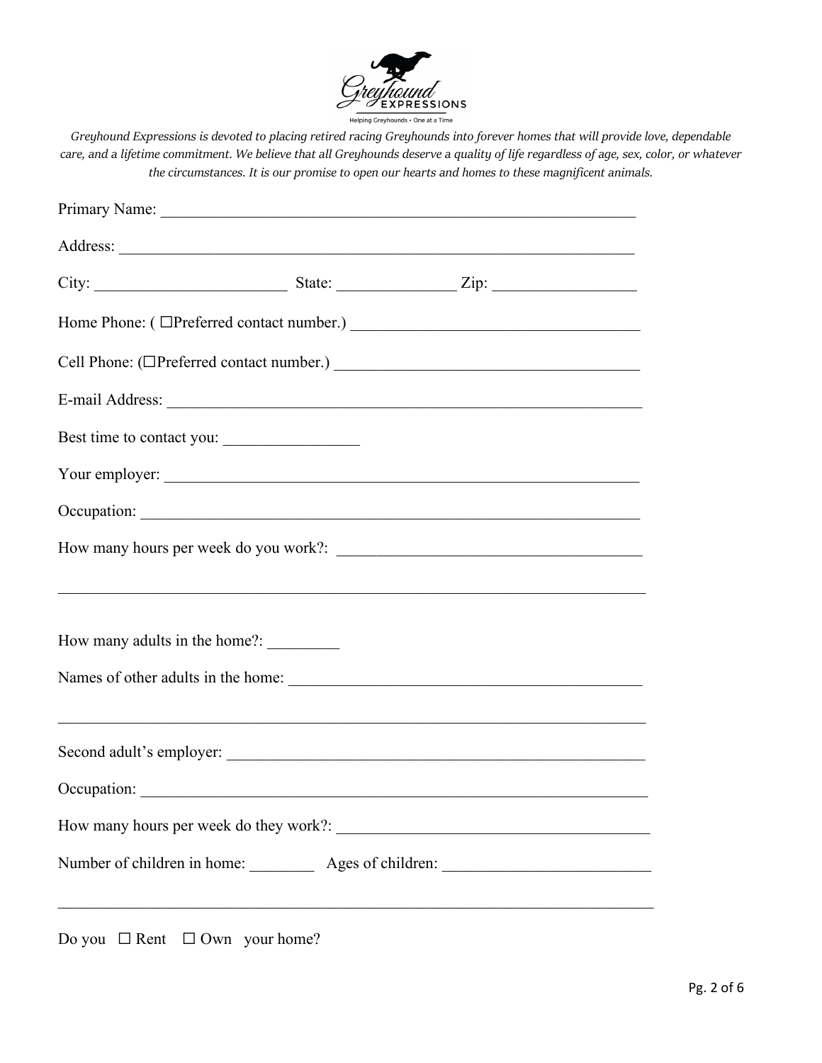*Greyhound Expressions is devoted to placing retired racing Greyhounds into forever homes that will provide love, dependable care, and a lifetime commitment. We believe that all Greyhounds deserve a quality of life regardless of age, sex, color, or whatever the circumstances. It is our promise to open our hearts and homes to these magnificent animals.*

Primary Name: ___________________________________________________________

Address: ________________________________________________________________

City: ________________________ State: ______________ Zip: _________________

Home Phone: ( ☐Preferred contact number.) ___________________________________

Cell Phone: (☐Preferred contact number.) _____________________________________

E-mail Address: ____________________________________________________________

Best time to contact you: ________________

Your employer: _____________________________________________________________

Occupation: ________________________________________________________________

How many hours per week do you work?: ______________________________________

___________________________________________________________________________

How many adults in the home?: _________

Names of other adults in the home: _____________________________________________

___________________________________________________________________________

Second adult's employer: _____________________________________________________

Occupation: ________________________________________________________________

How many hours per week do they work?: _____________________________________

Number of children in home: ________ Ages of children: _________________________

___________________________________________________________________________

Do you ☐ Rent ☐ Own your home?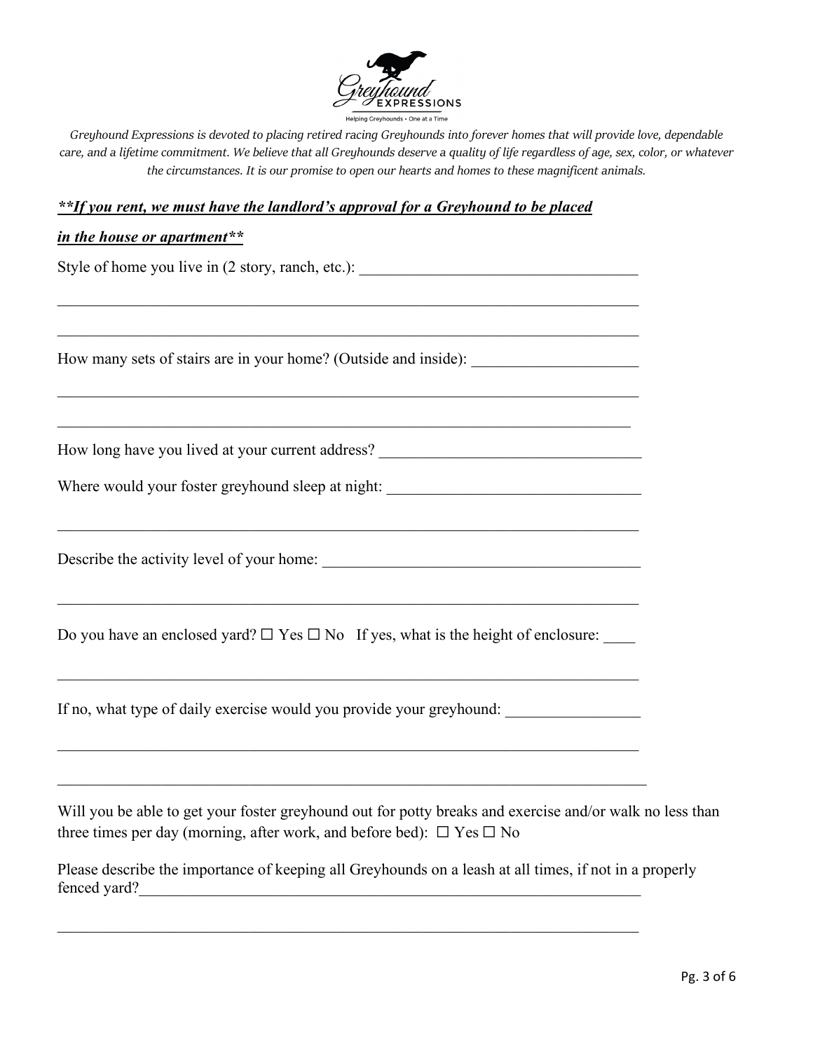*Greyhound Expressions is devoted to placing retired racing Greyhounds into forever homes that will provide love, dependable care, and a lifetime commitment. We believe that all Greyhounds deserve a quality of life regardless of age, sex, color, or whatever the circumstances. It is our promise to open our hearts and homes to these magnificent animals.*

***\*\*If you rent, we must have the landlord's approval for a Greyhound to be placed in the house or apartment\*\****

Style of home you live in (2 story, ranch, etc.): ___________________________________

___________________________________________________________________________

___________________________________________________________________________

How many sets of stairs are in your home? (Outside and inside): _____________________

___________________________________________________________________________

___________________________________________________________________________

How long have you lived at your current address? _________________________________

Where would your foster greyhound sleep at night: ________________________________

___________________________________________________________________________

Describe the activity level of your home: ________________________________________

___________________________________________________________________________

Do you have an enclosed yard? ☐ Yes ☐ No   If yes, what is the height of enclosure: ____

___________________________________________________________________________

If no, what type of daily exercise would you provide your greyhound: _________________

___________________________________________________________________________

___________________________________________________________________________

Will you be able to get your foster greyhound out for potty breaks and exercise and/or walk no less than three times per day (morning, after work, and before bed): ☐ Yes ☐ No

Please describe the importance of keeping all Greyhounds on a leash at all times, if not in a properly fenced yard?__________________________________________________________________

___________________________________________________________________________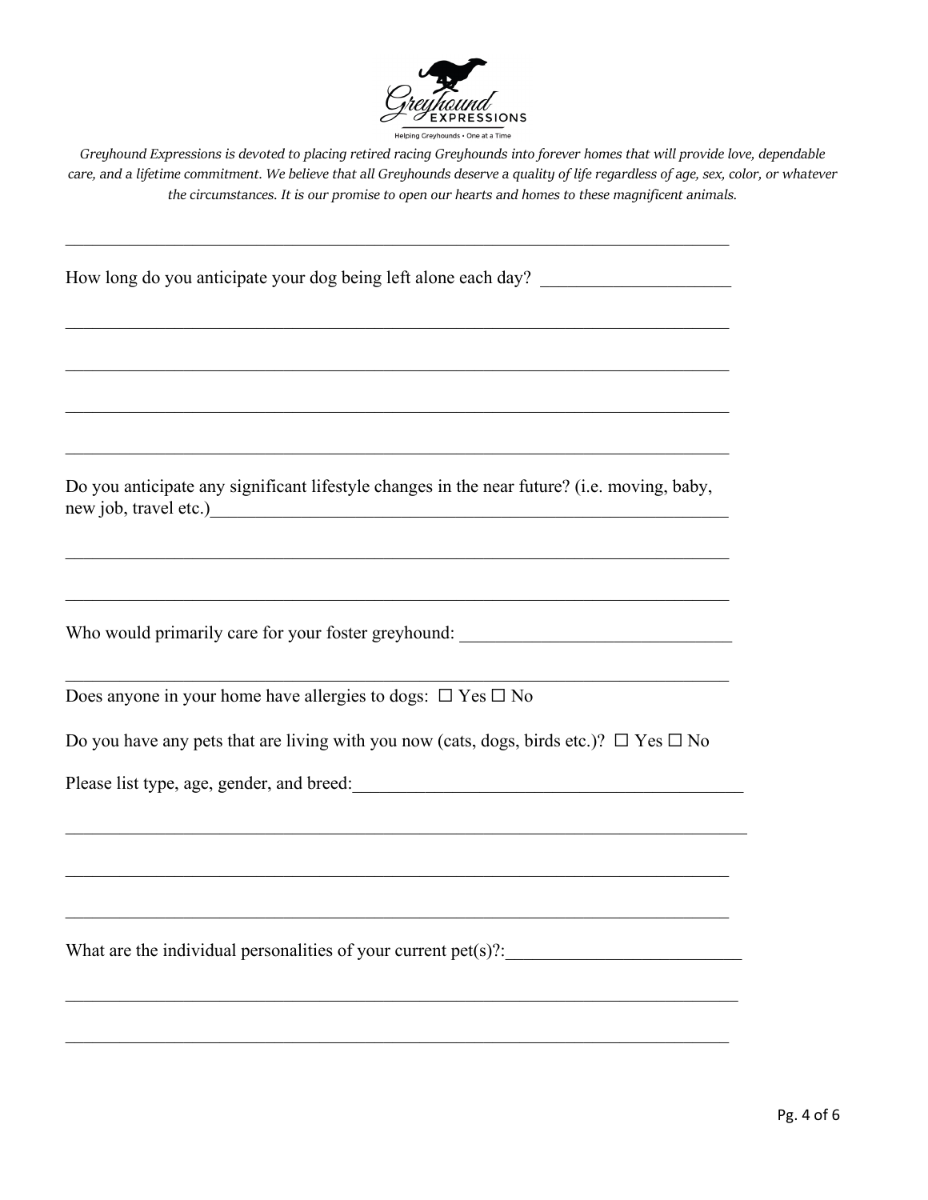*Greyhound Expressions is devoted to placing retired racing Greyhounds into forever homes that will provide love, dependable care, and a lifetime commitment. We believe that all Greyhounds deserve a quality of life regardless of age, sex, color, or whatever the circumstances. It is our promise to open our hearts and homes to these magnificent animals.*

How long do you anticipate your dog being left alone each day? ____________________

Do you anticipate any significant lifestyle changes in the near future? (i.e. moving, baby, new job, travel etc.)____________________

Who would primarily care for your foster greyhound: ____________________

Does anyone in your home have allergies to dogs: ☐ Yes ☐ No

Do you have any pets that are living with you now (cats, dogs, birds etc.)? ☐ Yes ☐ No

Please list type, age, gender, and breed:____________________

What are the individual personalities of your current pet(s)?:____________________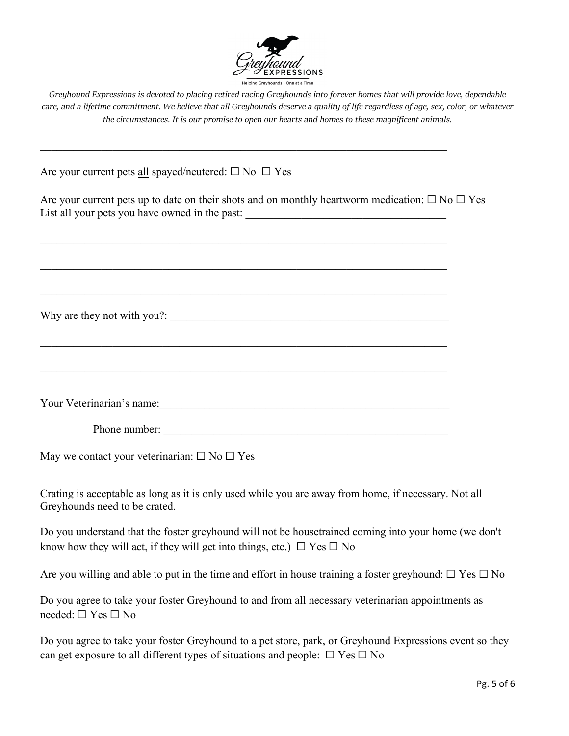*Greyhound Expressions is devoted to placing retired racing Greyhounds into forever homes that will provide love, dependable care, and a lifetime commitment. We believe that all Greyhounds deserve a quality of life regardless of age, sex, color, or whatever the circumstances. It is our promise to open our hearts and homes to these magnificent animals.*

___________________________________________________________________________

Are your current pets <u>all</u> spayed/neutered: ☐ No ☐ Yes

Are your current pets up to date on their shots and on monthly heartworm medication: ☐ No ☐ Yes
List all your pets you have owned in the past: ____________________________________

___________________________________________________________________________

___________________________________________________________________________

___________________________________________________________________________

Why are they not with you?: _____________________________________________________

___________________________________________________________________________

___________________________________________________________________________

Your Veterinarian's name:_______________________________________________________

Phone number: ________________________________________________

May we contact your veterinarian: ☐ No ☐ Yes

Crating is acceptable as long as it is only used while you are away from home, if necessary. Not all Greyhounds need to be crated.

Do you understand that the foster greyhound will not be housetrained coming into your home (we don't know how they will act, if they will get into things, etc.) ☐ Yes ☐ No

Are you willing and able to put in the time and effort in house training a foster greyhound: ☐ Yes ☐ No

Do you agree to take your foster Greyhound to and from all necessary veterinarian appointments as needed: ☐ Yes ☐ No

Do you agree to take your foster Greyhound to a pet store, park, or Greyhound Expressions event so they can get exposure to all different types of situations and people: ☐ Yes ☐ No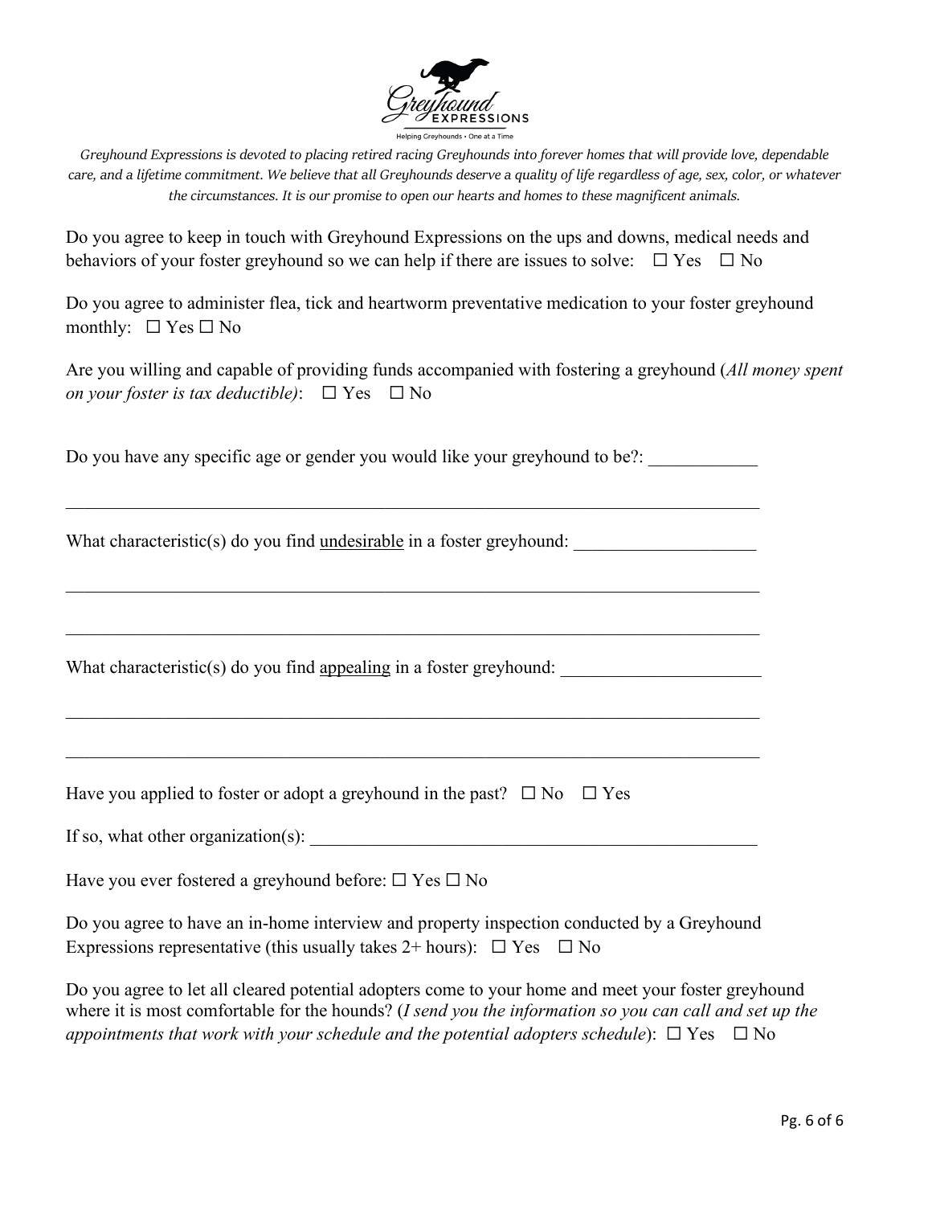*Greyhound Expressions is devoted to placing retired racing Greyhounds into forever homes that will provide love, dependable care, and a lifetime commitment. We believe that all Greyhounds deserve a quality of life regardless of age, sex, color, or whatever the circumstances. It is our promise to open our hearts and homes to these magnificent animals.*

Do you agree to keep in touch with Greyhound Expressions on the ups and downs, medical needs and behaviors of your foster greyhound so we can help if there are issues to solve: ☐ Yes ☐ No

Do you agree to administer flea, tick and heartworm preventative medication to your foster greyhound monthly: ☐ Yes ☐ No

Are you willing and capable of providing funds accompanied with fostering a greyhound (*All money spent on your foster is tax deductible)*: ☐ Yes ☐ No

Do you have any specific age or gender you would like your greyhound to be?: ____________

_____________________________________________________________________________

What characteristic(s) do you find <u>undesirable</u> in a foster greyhound: ____________________

_____________________________________________________________________________

_____________________________________________________________________________

What characteristic(s) do you find <u>appealing</u> in a foster greyhound: ______________________

_____________________________________________________________________________

_____________________________________________________________________________

Have you applied to foster or adopt a greyhound in the past? ☐ No ☐ Yes

If so, what other organization(s): ___________________________________________________

Have you ever fostered a greyhound before: ☐ Yes ☐ No

Do you agree to have an in-home interview and property inspection conducted by a Greyhound Expressions representative (this usually takes 2+ hours): ☐ Yes ☐ No

Do you agree to let all cleared potential adopters come to your home and meet your foster greyhound where it is most comfortable for the hounds? (*I send you the information so you can call and set up the appointments that work with your schedule and the potential adopters schedule*): ☐ Yes ☐ No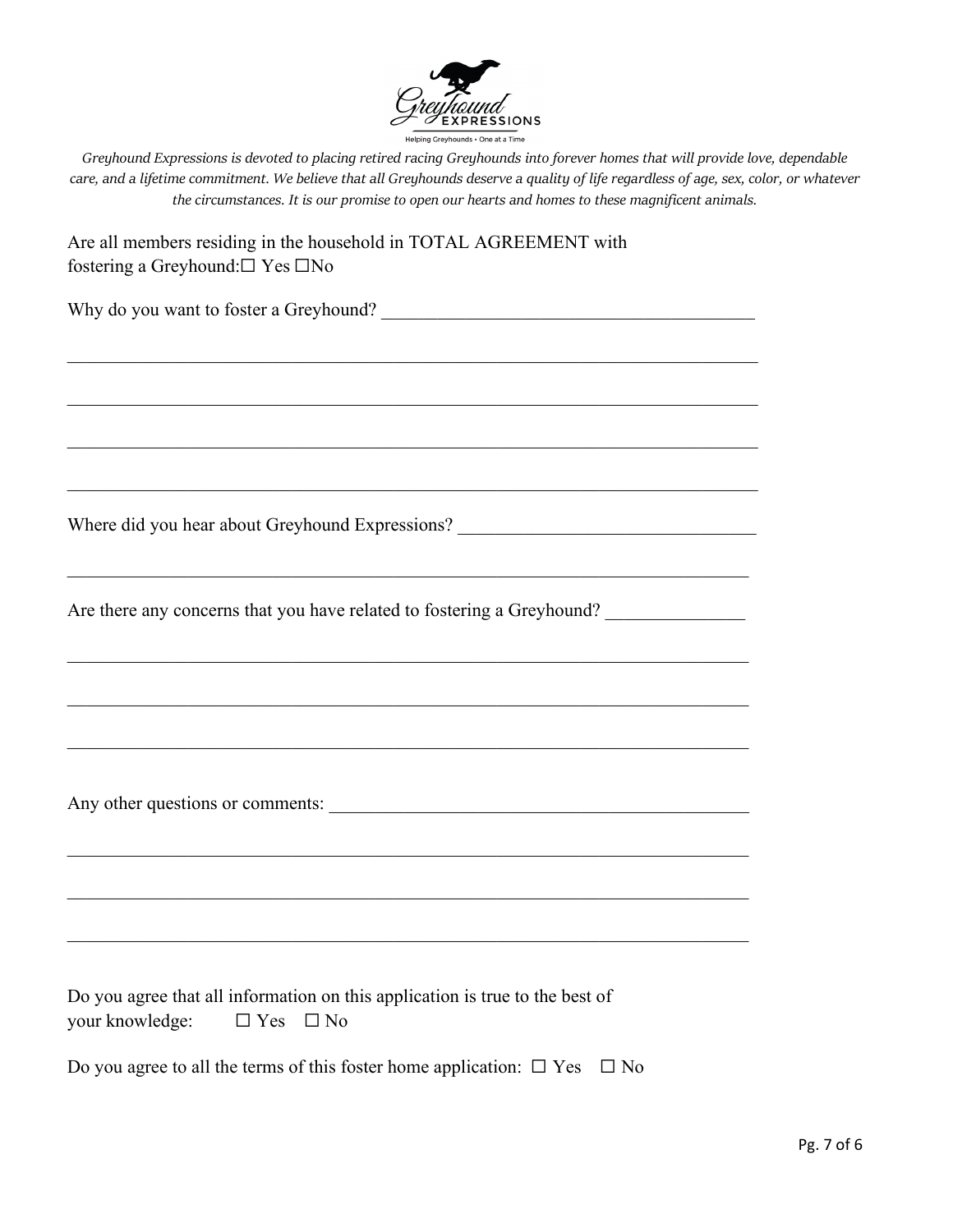*Greyhound Expressions is devoted to placing retired racing Greyhounds into forever homes that will provide love, dependable care, and a lifetime commitment. We believe that all Greyhounds deserve a quality of life regardless of age, sex, color, or whatever the circumstances. It is our promise to open our hearts and homes to these magnificent animals.*

Are all members residing in the household in TOTAL AGREEMENT with fostering a Greyhound: ☐ Yes ☐ No

Why do you want to foster a Greyhound? ________________________________________

____________________________________________________________________________

____________________________________________________________________________

____________________________________________________________________________

____________________________________________________________________________

Where did you hear about Greyhound Expressions? ________________________________

____________________________________________________________________________

Are there any concerns that you have related to fostering a Greyhound? _______________

____________________________________________________________________________

____________________________________________________________________________

____________________________________________________________________________

Any other questions or comments: _____________________________________________

____________________________________________________________________________

____________________________________________________________________________

____________________________________________________________________________

Do you agree that all information on this application is true to the best of your knowledge: ☐ Yes ☐ No

Do you agree to all the terms of this foster home application: ☐ Yes ☐ No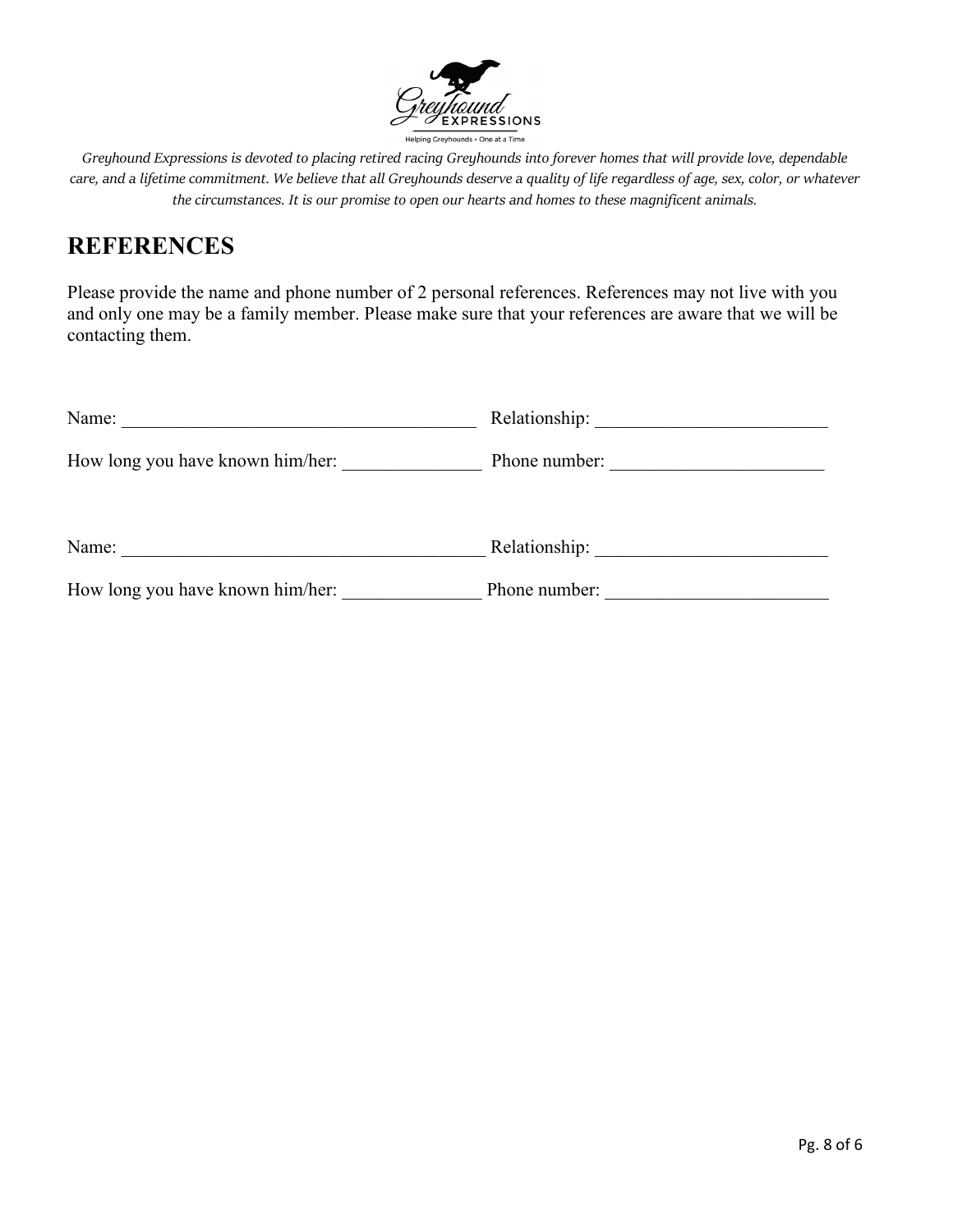*Greyhound Expressions is devoted to placing retired racing Greyhounds into forever homes that will provide love, dependable care, and a lifetime commitment. We believe that all Greyhounds deserve a quality of life regardless of age, sex, color, or whatever the circumstances. It is our promise to open our hearts and homes to these magnificent animals.*

## REFERENCES

Please provide the name and phone number of 2 personal references. References may not live with you and only one may be a family member. Please make sure that your references are aware that we will be contacting them.

Name: ______________________________________ Relationship: _________________________

How long you have known him/her: _______________ Phone number: _______________________

Name: _______________________________________ Relationship: _________________________

How long you have known him/her: _______________ Phone number: ________________________